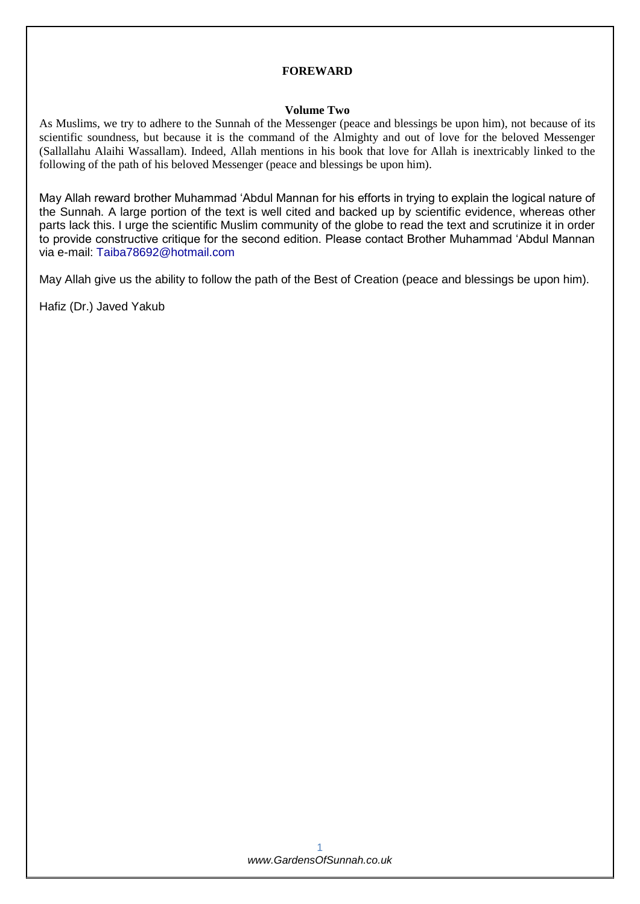# FOREWARD

## Volume Two

As Muslims, we try to adhere to the Sunnah of the Messenger (peace and blessings be upon him), not because of its scientific soundness, but because it is the command of the Almighty and out of love for the beloved Messenger (Sallallahu Alaihi Wassallam). Indeed, Allah mentions in his book that love for Allah is inextricably linked to the following of the path of his beloved Messenger (peace and blessings be upon him).

May Allah reward brother Muhammad 'Abdul Mannan for his efforts in trying to explain the logical nature of the Sunnah. A large portion of the text is well cited and backed up by scientific evidence, whereas other parts lack this. I urge the scientific Muslim community of the globe to read the text and scrutinize it in order to provide constructive critique for the second edition. Please contact Brother Muhammad 'Abdul Mannan via e-mail: Taiba78692@hotmail.com

May Allah give us the ability to follow the path of the Best of Creation (peace and blessings be upon him).

Hafiz (Dr.) Javed Yakub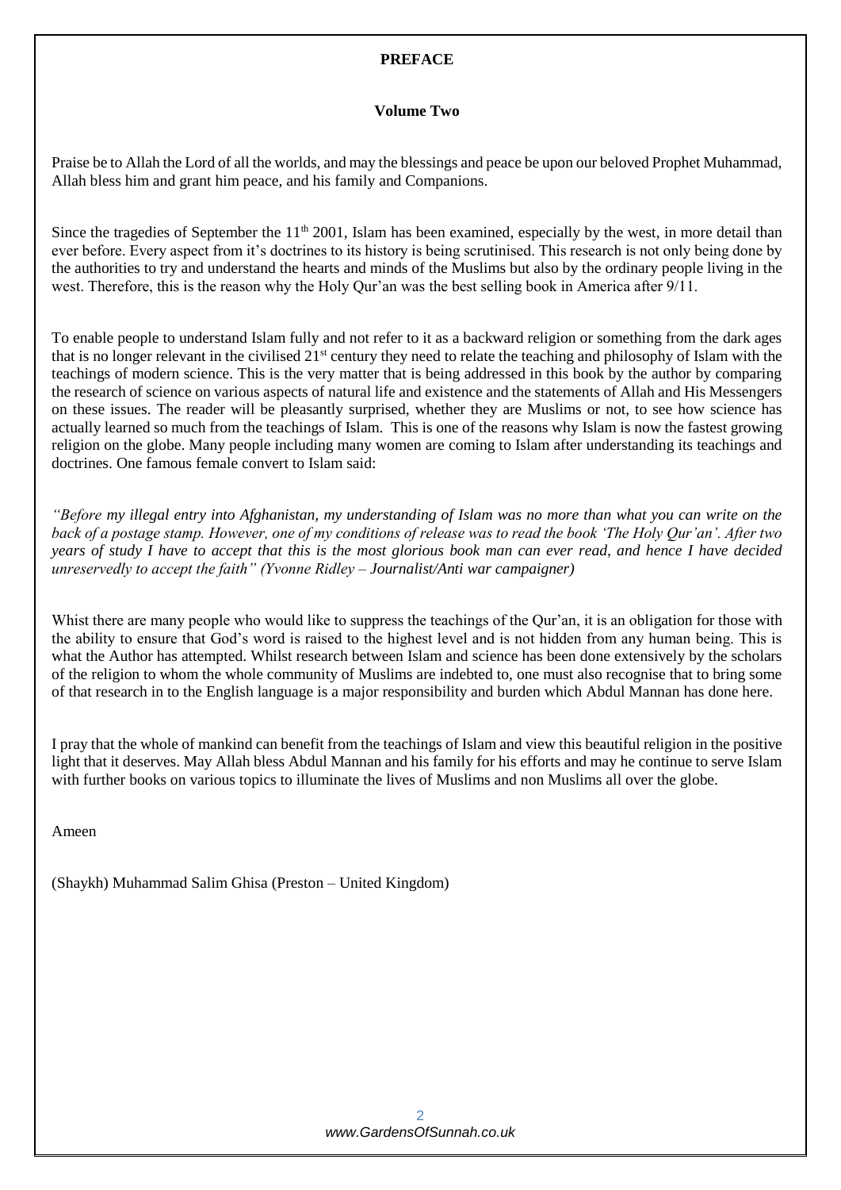## PREFACE

### Volume Two

Praise be to Allah the Lord of all the worlds, and may the blessings and peace be upon our beloved Prophet Muhammad, Allah bless him and grant him peace, and his family and Companions.

Since the tragedies of September the 11th 2001, Islam has been examined, especially by the west, in more detail than ever before. Every aspect from it's doctrines to its history is being scrutinised. This research is not only being done by the authorities to try and understand the hearts and minds of the Muslims but also by the ordinary people living in the west. Therefore, this is the reason why the Holy Qur'an was the best selling book in America after 9/11.

To enable people to understand Islam fully and not refer to it as a backward religion or something from the dark ages that is no longer relevant in the civilised 21st century they need to relate the teaching and philosophy of Islam with the teachings of modern science. This is the very matter that is being addressed in this book by the author by comparing the research of science on various aspects of natural life and existence and the statements of Allah and His Messengers on these issues. The reader will be pleasantly surprised, whether they are Muslims or not, to see how science has actually learned so much from the teachings of Islam. This is one of the reasons why Islam is now the fastest growing religion on the globe. Many people including many women are coming to Islam after understanding its teachings and doctrines. One famous female convert to Islam said:

*"Before my illegal entry into Afghanistan, my understanding of Islam was no more than what you can write on the back of a postage stamp. However, one of my conditions of release was to read the book 'The Holy Qur'an'. After two years of study I have to accept that this is the most glorious book man can ever read, and hence I have decided unreservedly to accept the faith" (Yvonne Ridley – Journalist/Anti war campaigner)*

Whist there are many people who would like to suppress the teachings of the Qur'an, it is an obligation for those with the ability to ensure that God's word is raised to the highest level and is not hidden from any human being. This is what the Author has attempted. Whilst research between Islam and science has been done extensively by the scholars of the religion to whom the whole community of Muslims are indebted to, one must also recognise that to bring some of that research in to the English language is a major responsibility and burden which Abdul Mannan has done here.

I pray that the whole of mankind can benefit from the teachings of Islam and view this beautiful religion in the positive light that it deserves. May Allah bless Abdul Mannan and his family for his efforts and may he continue to serve Islam with further books on various topics to illuminate the lives of Muslims and non Muslims all over the globe.

Ameen

(Shaykh) Muhammad Salim Ghisa (Preston – United Kingdom)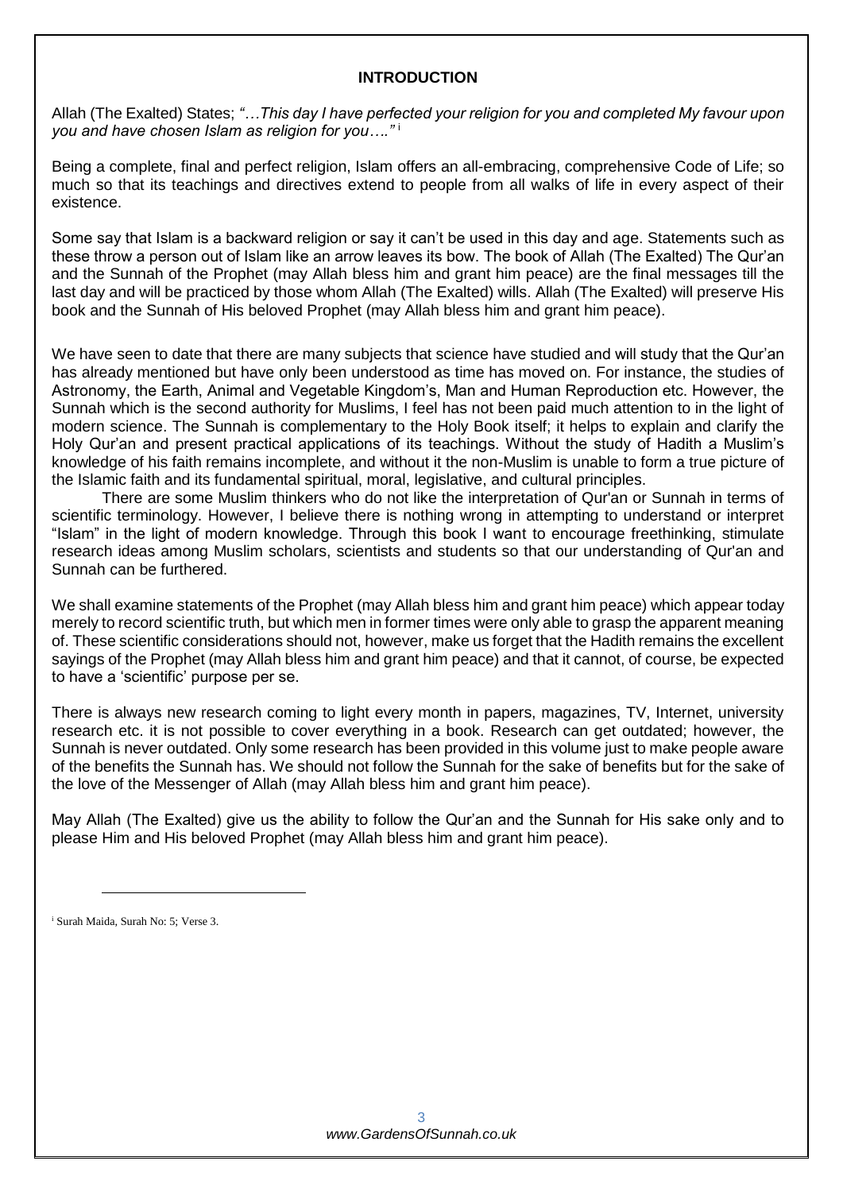## INTRODUCTION

Allah (The Exalted) States; *"…This day I have perfected your religion for you and completed My favour upon you and have chosen Islam as religion for you…."* [i]

Being a complete, final and perfect religion, Islam offers an all-embracing, comprehensive Code of Life; so much so that its teachings and directives extend to people from all walks of life in every aspect of their existence.

Some say that Islam is a backward religion or say it can't be used in this day and age. Statements such as these throw a person out of Islam like an arrow leaves its bow. The book of Allah (The Exalted) The Qur'an and the Sunnah of the Prophet (may Allah bless him and grant him peace) are the final messages till the last day and will be practiced by those whom Allah (The Exalted) wills. Allah (The Exalted) will preserve His book and the Sunnah of His beloved Prophet (may Allah bless him and grant him peace).

We have seen to date that there are many subjects that science have studied and will study that the Qur'an has already mentioned but have only been understood as time has moved on. For instance, the studies of Astronomy, the Earth, Animal and Vegetable Kingdom's, Man and Human Reproduction etc. However, the Sunnah which is the second authority for Muslims, I feel has not been paid much attention to in the light of modern science. The Sunnah is complementary to the Holy Book itself; it helps to explain and clarify the Holy Qur'an and present practical applications of its teachings. Without the study of Hadith a Muslim's knowledge of his faith remains incomplete, and without it the non-Muslim is unable to form a true picture of the Islamic faith and its fundamental spiritual, moral, legislative, and cultural principles.

There are some Muslim thinkers who do not like the interpretation of Qur'an or Sunnah in terms of scientific terminology. However, I believe there is nothing wrong in attempting to understand or interpret "Islam" in the light of modern knowledge. Through this book I want to encourage freethinking, stimulate research ideas among Muslim scholars, scientists and students so that our understanding of Qur'an and Sunnah can be furthered.

We shall examine statements of the Prophet (may Allah bless him and grant him peace) which appear today merely to record scientific truth, but which men in former times were only able to grasp the apparent meaning of. These scientific considerations should not, however, make us forget that the Hadith remains the excellent sayings of the Prophet (may Allah bless him and grant him peace) and that it cannot, of course, be expected to have a 'scientific' purpose per se.

There is always new research coming to light every month in papers, magazines, TV, Internet, university research etc. it is not possible to cover everything in a book. Research can get outdated; however, the Sunnah is never outdated. Only some research has been provided in this volume just to make people aware of the benefits the Sunnah has. We should not follow the Sunnah for the sake of benefits but for the sake of the love of the Messenger of Allah (may Allah bless him and grant him peace).

May Allah (The Exalted) give us the ability to follow the Qur'an and the Sunnah for His sake only and to please Him and His beloved Prophet (may Allah bless him and grant him peace).

---

[i] Surah Maida, Surah No: 5; Verse 3.